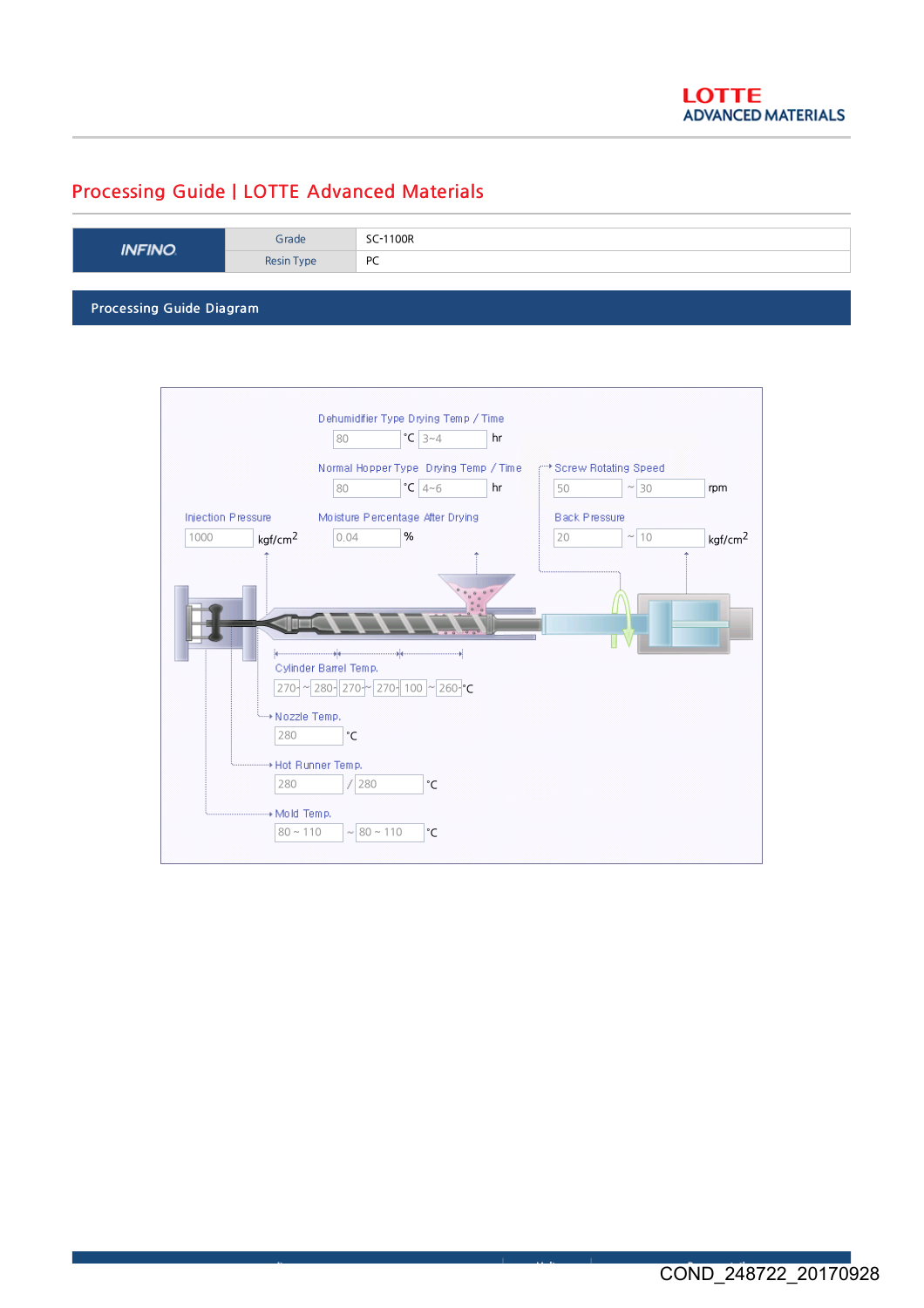LOTTE
ADVANCED MATERIALS

# Processing Guide | LOTTE Advanced Materials

| INFINO | Grade | SC-1100R |
|---|---|---|
| | Resin Type | PC |

## Processing Guide Diagram

Dehumidifier Type Drying Temp / Time
80 ℃ 3~4 hr

Normal Hopper Type Drying Temp / Time
80 ℃ 4~6 hr

Screw Rotating Speed
50 ~ 30 rpm

Injection Pressure
1000 kgf/cm$^2$

Moisture Percentage After Drying
0.04 %

Back Pressure
20 ~ 10 kgf/cm$^2$

Cylinder Barrel Temp.
270 ~ 280 | 270 ~ 270 | 100 ~ 260 ℃

Nozzle Temp.
280 ℃

Hot Runner Temp.
280 / 280 ℃

Mold Temp.
80 ~ 110 ~ 80 ~ 110 ℃

COND_248722_20170928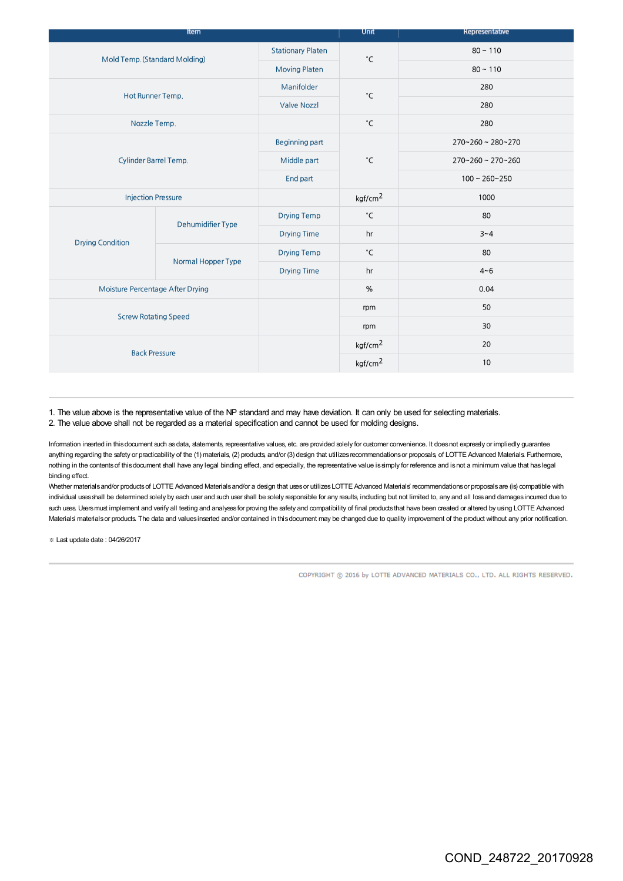| Item | | | Unit | Representative |
|---|---|---|---|---|
| Mold Temp.(Standard Molding) | | Stationary Platen | ˚C | 80 ~ 110 |
| | | Moving Platen | | 80 ~ 110 |
| Hot Runner Temp. | | Manifolder | ˚C | 280 |
| | | Valve Nozzl | | 280 |
| Nozzle Temp. | | | ˚C | 280 |
| Cylinder Barrel Temp. | | Beginning part | ˚C | 270~260 ~ 280~270 |
| | | Middle part | | 270~260 ~ 270~260 |
| | | End part | | 100 ~ 260~250 |
| Injection Pressure | | | $kgf/cm^2$ | 1000 |
| Drying Condition | Dehumidifier Type | Drying Temp | ˚C | 80 |
| | | Drying Time | hr | 3~4 |
| | Normal Hopper Type | Drying Temp | ˚C | 80 |
| | | Drying Time | hr | 4~6 |
| Moisture Percentage After Drying | | | % | 0.04 |
| Screw Rotating Speed | | | rpm | 50 |
| | | | rpm | 30 |
| Back Pressure | | | $kgf/cm^2$ | 20 |
| | | | $kgf/cm^2$ | 10 |

1. The value above is the representative value of the NP standard and may have deviation. It can only be used for selecting materials.
2. The value above shall not be regarded as a material specification and cannot be used for molding designs.

Information inserted in this document such as data, statements, representative values, etc. are provided solely for customer convenience. It does not expressly or impliedly guarantee anything regarding the safety or practicability of the (1) materials, (2) products, and/or (3) design that utilizes recommendations or proposals, of LOTTE Advanced Materials. Furthermore, nothing in the contents of this document shall have any legal binding effect, and especially, the representative value is simply for reference and is not a minimum value that has legal binding effect.
Whether materials and/or products of LOTTE Advanced Materials and/or a design that uses or utilizes LOTTE Advanced Materials' recommendations or proposals are (is) compatible with individual uses shall be determined solely by each user and such user shall be solely responsible for any results, including but not limited to, any and all loss and damages incurred due to such uses. Users must implement and verify all testing and analyses for proving the safety and compatibility of final products that have been created or altered by using LOTTE Advanced Materials' materials or products. The data and values inserted and/or contained in this document may be changed due to quality improvement of the product without any prior notification.

※ Last update date : 04/26/2017

COPYRIGHT © 2016 by LOTTE ADVANCED MATERIALS CO., LTD. ALL RIGHTS RESERVED.

COND_248722_20170928